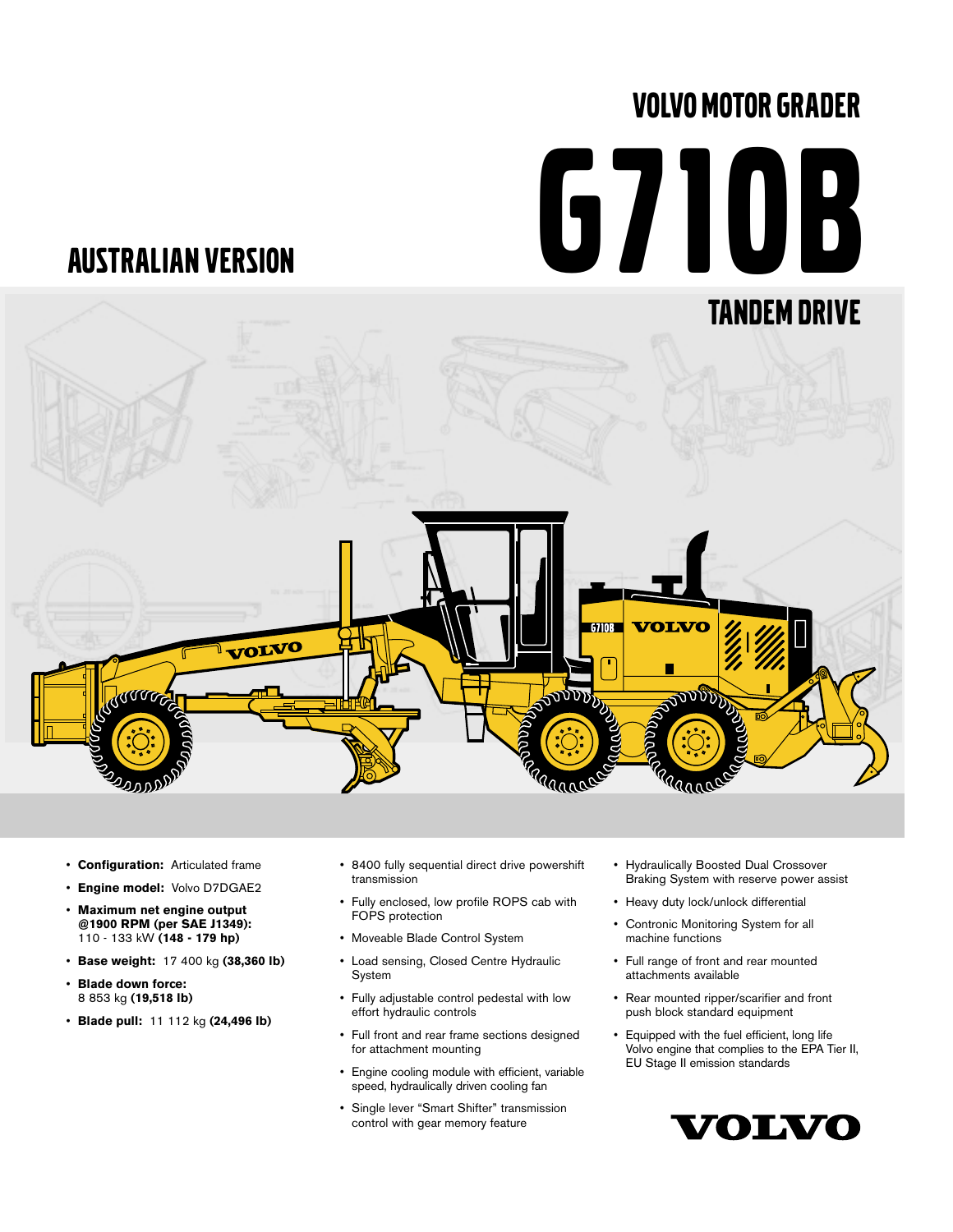# VOLVO MOTOR GRADER

# G710B

## AUSTRALIAN VERSION

## TANDEM DRIVE

- **Configuration:** Articulated frame
- **Engine model:** Volvo D7DGAE2
- **Maximum net engine output @1900 RPM (per SAE J1349):** 110 - 133 kW **(148 - 179 hp)**
- **Base weight:** 17 400 kg **(38,360 lb)**
- **Blade down force:** 8 853 kg **(19,518 lb)**
- **Blade pull:** 11 112 kg **(24,496 lb)**

- 8400 fully sequential direct drive powershift transmission
- Fully enclosed, low profile ROPS cab with FOPS protection
- Moveable Blade Control System
- Load sensing, Closed Centre Hydraulic System
- Fully adjustable control pedestal with low effort hydraulic controls
- Full front and rear frame sections designed for attachment mounting
- Engine cooling module with efficient, variable speed, hydraulically driven cooling fan
- Single lever "Smart Shifter" transmission control with gear memory feature

- Hydraulically Boosted Dual Crossover Braking System with reserve power assist
- Heavy duty lock/unlock differential
- Contronic Monitoring System for all machine functions
- Full range of front and rear mounted attachments available
- Rear mounted ripper/scarifier and front push block standard equipment
- Equipped with the fuel efficient, long life Volvo engine that complies to the EPA Tier II, EU Stage II emission standards

VOLVO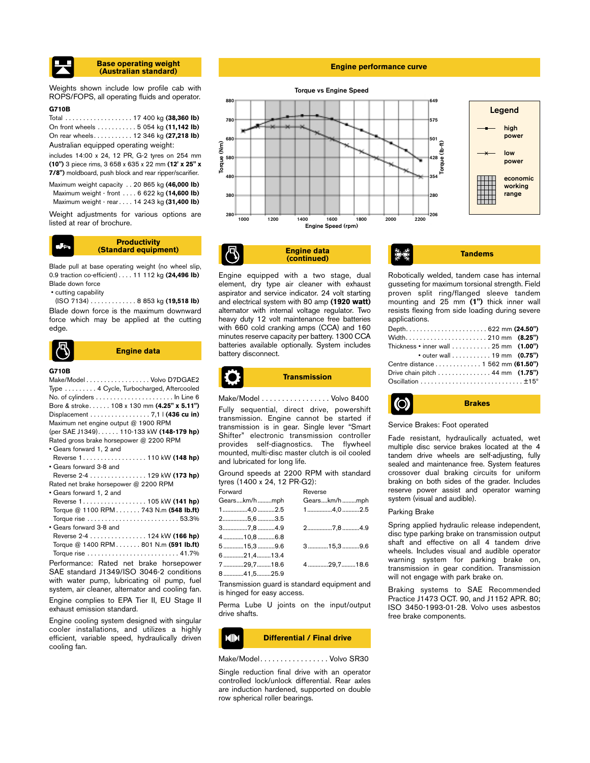## Base operating weight (Australian standard)

Weights shown include low profile cab with ROPS/FOPS, all operating fluids and operator.

**G710B**

Total . . . . . . . . . . . . . . . . . . . 17 400 kg **(38,360 lb)**
On front wheels . . . . . . . . . . . 5 054 kg **(11,142 lb)**
On rear wheels. . . . . . . . . . . 12 346 kg **(27,218 lb)**

Australian equipped operating weight:

includes 14:00 x 24, 12 PR, G-2 tyres on 254 mm **(10")** 3 piece rims, 3 658 x 635 x 22 mm **(12' x 25" x 7/8")** moldboard, push block and rear ripper/scarifier.

Maximum weight capacity . . 20 865 kg **(46,000 lb)**
Maximum weight - front . . . . 6 622 kg **(14,600 lb)**
Maximum weight - rear . . . . 14 243 kg **(31,400 lb)**

Weight adjustments for various options are listed at rear of brochure.

## Productivity (Standard equipment)

Blade pull at base operating weight (no wheel slip, 0.9 traction co-efficient) . . . . 11 112 kg **(24,496 lb)**

Blade down force

- cutting capability
  (ISO 7134) . . . . . . . . . . . . . 8 853 kg **(19,518 lb)**

Blade down force is the maximum downward force which may be applied at the cutting edge.

## Engine data

**G710B**

Make/Model . . . . . . . . . . . . . . . . . Volvo D7DGAE2
Type . . . . . . . . . 4 Cycle, Turbocharged, Aftercooled
No. of cylinders . . . . . . . . . . . . . . . . . . . . . In Line 6
Bore & stroke. . . . . . 108 x 130 mm **(4.25" x 5.11")**
Displacement . . . . . . . . . . . . . . . . . 7,1 l **(436 cu in)**
Maximum net engine output @ 1900 RPM
(per SAE J1349). . . . . . 110-133 kW **(148-179 hp)**
Rated gross brake horsepower @ 2200 RPM

- Gears forward 1, 2 and
  Reverse 1 . . . . . . . . . . . . . . . . . . 110 kW **(148 hp)**
- Gears forward 3-8 and
  Reverse 2-4 . . . . . . . . . . . . . . . . 129 kW **(173 hp)**

Rated net brake horsepower @ 2200 RPM

- Gears forward 1, 2 and
  Reverse 1 . . . . . . . . . . . . . . . . . . 105 kW **(141 hp)**
  Torque @ 1100 RPM . . . . . . . 743 N.m **(548 lb.ft)**
  Torque rise . . . . . . . . . . . . . . . . . . . . . . . . . 53.3%
- Gears forward 3-8 and
  Reverse 2-4 . . . . . . . . . . . . . . . . 124 kW **(166 hp)**
  Torque @ 1400 RPM . . . . . . . 801 N.m **(591 lb.ft)**
  Torque rise . . . . . . . . . . . . . . . . . . . . . . . . . 41.7%

Performance: Rated net brake horsepower SAE standard J1349/ISO 3046-2 conditions with water pump, lubricating oil pump, fuel system, air cleaner, alternator and cooling fan.

Engine complies to EPA Tier II, EU Stage II exhaust emission standard.

Engine cooling system designed with singular cooler installations, and utilizes a highly efficient, variable speed, hydraulically driven cooling fan.

## Engine performance curve

Torque vs Engine Speed

Torque (Nm): 280–880; Torque (lb-ft): 206–649; Engine Speed (rpm): 1000–2200

Legend: high power; low power; economic working range

## Engine data (continued)

Engine equipped with a two stage, dual element, dry type air cleaner with exhaust aspirator and service indicator. 24 volt starting and electrical system with 80 amp **(1920 watt)** alternator with internal voltage regulator. Two heavy duty 12 volt maintenance free batteries with 660 cold cranking amps (CCA) and 160 minutes reserve capacity per battery. 1300 CCA batteries available optionally. System includes battery disconnect.

## Transmission

Make/Model . . . . . . . . . . . . . . . . . Volvo 8400

Fully sequential, direct drive, powershift transmission. Engine cannot be started if transmission is in gear. Single lever "Smart Shifter" electronic transmission controller provides self-diagnostics. The flywheel mounted, multi-disc master clutch is oil cooled and lubricated for long life.

Ground speeds at 2200 RPM with standard tyres (1400 x 24, 12 PR-G2):

| Forward Gears | km/h | mph | Reverse Gears | km/h | mph |
|---|---|---|---|---|---|
| 1 | 4,0 | 2.5 | 1 | 4,0 | 2.5 |
| 2 | 5,6 | 3.5 | | | |
| 3 | 7,8 | 4.9 | 2 | 7,8 | 4.9 |
| 4 | 10,8 | 6.8 | | | |
| 5 | 15,3 | 9.6 | 3 | 15,3 | 9.6 |
| 6 | 21,4 | 13.4 | | | |
| 7 | 29,7 | 18.6 | 4 | 29,7 | 18.6 |
| 8 | 41,5 | 25.9 | | | |

Transmission guard is standard equipment and is hinged for easy access.

Perma Lube U joints on the input/output drive shafts.

## Differential / Final drive

Make/Model. . . . . . . . . . . . . . . . . Volvo SR30

Single reduction final drive with an operator controlled lock/unlock differential. Rear axles are induction hardened, supported on double row spherical roller bearings.

## Tandems

Robotically welded, tandem case has internal gusseting for maximum torsional strength. Field proven split ring/flanged sleeve tandem mounting and 25 mm **(1")** thick inner wall resists flexing from side loading during severe applications.

Depth. . . . . . . . . . . . . . . . . . . . . . . 622 mm **(24.50")**
Width. . . . . . . . . . . . . . . . . . . . . . . 210 mm **(8.25")**
Thickness • inner wall . . . . . . . . . . . 25 mm **(1.00")**
• outer wall . . . . . . . . . . . 19 mm **(0.75")**
Centre distance . . . . . . . . . . . . . 1 562 mm **(61.50")**
Drive chain pitch . . . . . . . . . . . . . . . 44 mm **(1.75")**
Oscillation . . . . . . . . . . . . . . . . . . . . . . . . . . . . ±15°

## Brakes

Service Brakes: Foot operated

Fade resistant, hydraulically actuated, wet multiple disc service brakes located at the 4 tandem drive wheels are self-adjusting, fully sealed and maintenance free. System features crossover dual braking circuits for uniform braking on both sides of the grader. Includes reserve power assist and operator warning system (visual and audible).

Parking Brake

Spring applied hydraulic release independent, disc type parking brake on transmission output shaft and effective on all 4 tandem drive wheels. Includes visual and audible operator warning system for parking brake on, transmission in gear condition. Transmission will not engage with park brake on.

Braking systems to SAE Recommended Practice J1473 OCT. 90, and J1152 APR. 80; ISO 3450-1993-01-28. Volvo uses asbestos free brake components.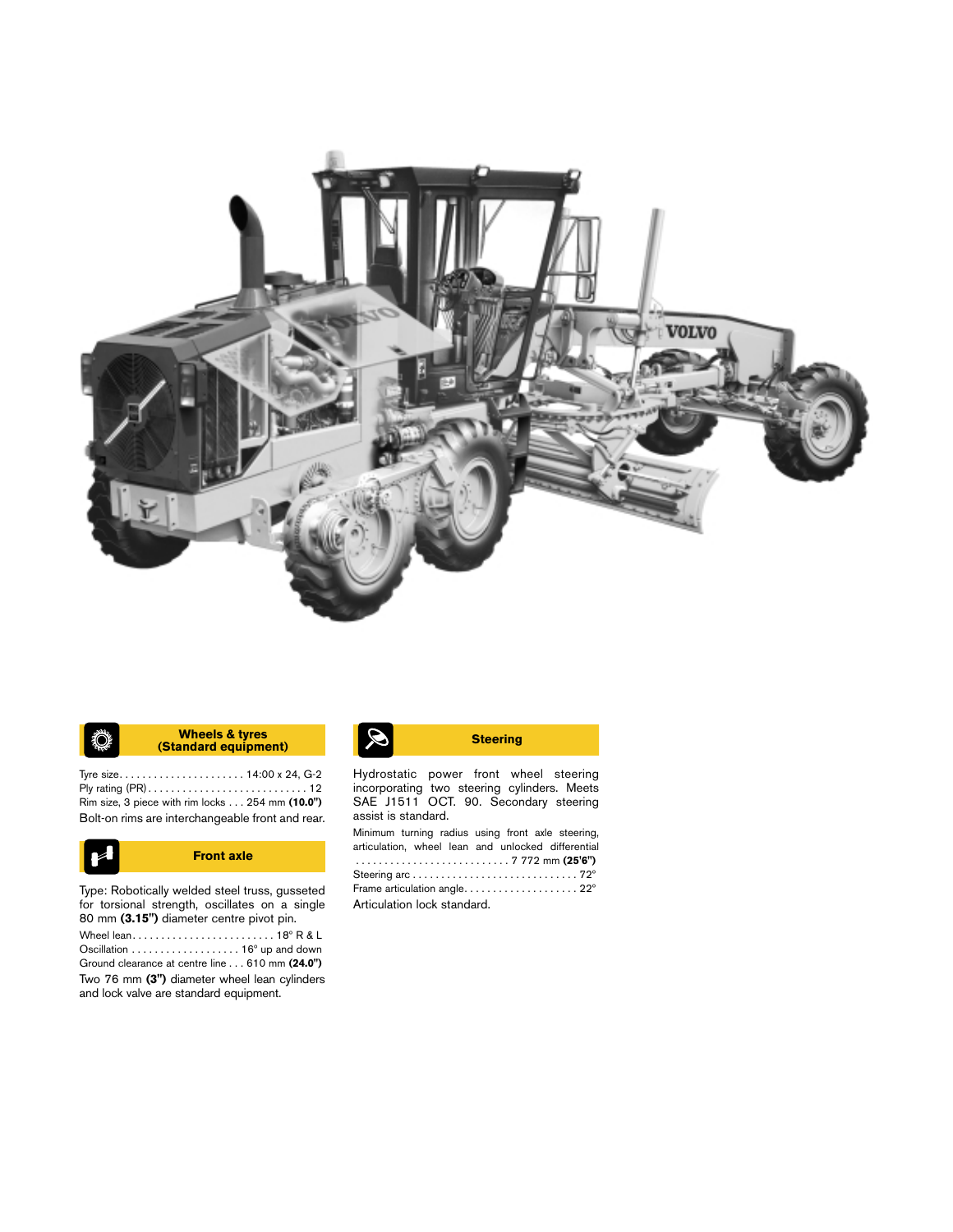## Wheels & tyres (Standard equipment)

Tyre size. . . . . . . . . . . . . . . . . . . . . . 14:00 x 24, G-2
Ply rating (PR). . . . . . . . . . . . . . . . . . . . . . . . . . . . 12
Rim size, 3 piece with rim locks . . . 254 mm **(10.0")**

Bolt-on rims are interchangeable front and rear.

## Front axle

Type: Robotically welded steel truss, gusseted for torsional strength, oscillates on a single 80 mm **(3.15")** diameter centre pivot pin.

Wheel lean. . . . . . . . . . . . . . . . . . . . . . . . 18° R & L
Oscillation . . . . . . . . . . . . . . . . . . 16° up and down
Ground clearance at centre line . . . 610 mm **(24.0")**

Two 76 mm **(3")** diameter wheel lean cylinders and lock valve are standard equipment.

## Steering

Hydrostatic power front wheel steering incorporating two steering cylinders. Meets SAE J1511 OCT. 90. Secondary steering assist is standard.

Minimum turning radius using front axle steering, articulation, wheel lean and unlocked differential . . . . . . . . . . . . . . . . . . . . . . . . . . 7 772 mm **(25'6")**
Steering arc . . . . . . . . . . . . . . . . . . . . . . . . . . . . 72°
Frame articulation angle. . . . . . . . . . . . . . . . . . . 22°

Articulation lock standard.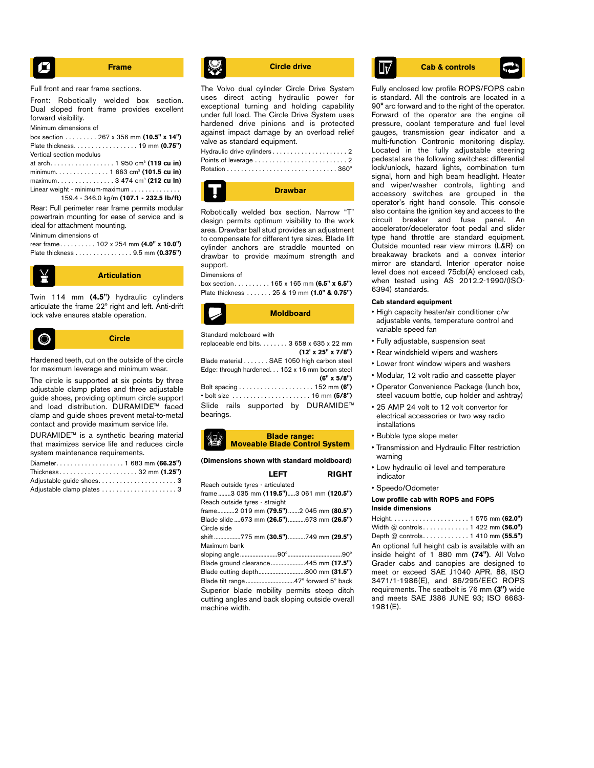## Frame

Full front and rear frame sections.

Front: Robotically welded box section. Dual sloped front frame provides excellent forward visibility.

Minimum dimensions of

box section . . . . . . . . . 267 x 356 mm **(10.5" x 14")**
Plate thickness. . . . . . . . . . . . . . . . . . 19 mm **(0.75")**

Vertical section modulus

at arch. . . . . . . . . . . . . . . . . . 1 950 cm³ **(119 cu in)**
minimum. . . . . . . . . . . . . . 1 663 cm³ **(101.5 cu in)**
maximum . . . . . . . . . . . . . . . . 3 474 cm³ **(212 cu in)**

Linear weight - minimum-maximum . . . . . . . . . . . . . .
159.4 - 346.0 kg/m **(107.1 - 232.5 lb/ft)**

Rear: Full perimeter rear frame permits modular powertrain mounting for ease of service and is ideal for attachment mounting.

Minimum dimensions of

rear frame. . . . . . . . . . 102 x 254 mm **(4.0" x 10.0")**
Plate thickness . . . . . . . . . . . . . . . . 9.5 mm **(0.375")**

## Articulation

Twin 114 mm **(4.5")** hydraulic cylinders articulate the frame 22° right and left. Anti-drift lock valve ensures stable operation.

## Circle

Hardened teeth, cut on the outside of the circle for maximum leverage and minimum wear.

The circle is supported at six points by three adjustable clamp plates and three adjustable guide shoes, providing optimum circle support and load distribution. DURAMIDE™ faced clamp and guide shoes prevent metal-to-metal contact and provide maximum service life.

DURAMIDE™ is a synthetic bearing material that maximizes service life and reduces circle system maintenance requirements.

Diameter. . . . . . . . . . . . . . . . . . . . 1 683 mm **(66.25")**
Thickness. . . . . . . . . . . . . . . . . . . . . . 32 mm **(1.25")**
Adjustable guide shoes. . . . . . . . . . . . . . . . . . . . . 3
Adjustable clamp plates . . . . . . . . . . . . . . . . . . . . 3

## Circle drive

The Volvo dual cylinder Circle Drive System uses direct acting hydraulic power for exceptional turning and holding capability under full load. The Circle Drive System uses hardened drive pinions and is protected against impact damage by an overload relief valve as standard equipment.

Hydraulic drive cylinders . . . . . . . . . . . . . . . . . . . . . 2
Points of leverage . . . . . . . . . . . . . . . . . . . . . . . . . 2
Rotation . . . . . . . . . . . . . . . . . . . . . . . . . . . . . . 360°

## Drawbar

Robotically welded box section. Narrow "T" design permits optimum visibility to the work area. Drawbar ball stud provides an adjustment to compensate for different tyre sizes. Blade lift cylinder anchors are straddle mounted on drawbar to provide maximum strength and support.

Dimensions of

box section. . . . . . . . . . 165 x 165 mm **(6.5" x 6.5")**
Plate thickness . . . . . . . 25 & 19 mm **(1.0" & 0.75")**

## Moldboard

Standard moldboard with
replaceable end bits. . . . . . . . 3 658 x 635 x 22 mm **(12' x 25" x 7/8")**

Blade material . . . . . . . SAE 1050 high carbon steel
Edge: through hardened. . . 152 x 16 mm boron steel **(6" x 5/8")**

Bolt spacing . . . . . . . . . . . . . . . . . . . . . 152 mm **(6")**
• bolt size . . . . . . . . . . . . . . . . . . . . . . 16 mm **(5/8")**

Slide rails supported by DURAMIDE™ bearings.

## Blade range: Moveable Blade Control System

**(Dimensions shown with standard moldboard)**

| | LEFT | RIGHT |
|---|---|---|
| Reach outside tyres - articulated frame | 3 035 mm **(119.5")** | 3 061 mm **(120.5")** |
| Reach outside tyres - straight frame | 2 019 mm **(79.5")** | 2 045 mm **(80.5")** |
| Blade slide | 673 mm **(26.5")** | 673 mm **(26.5")** |
| Circle side shift | 775 mm **(30.5")** | 749 mm **(29.5")** |
| Maximum bank sloping angle | 90° | 90° |
| Blade ground clearance | 445 mm **(17.5")** | |
| Blade cutting depth | 800 mm **(31.5")** | |
| Blade tilt range | 47° forward 5° back | |

Superior blade mobility permits steep ditch cutting angles and back sloping outside overall machine width.

## Cab & controls

Fully enclosed low profile ROPS/FOPS cabin is standard. All the controls are located in a 90° arc forward and to the right of the operator. Forward of the operator are the engine oil pressure, coolant temperature and fuel level gauges, transmission gear indicator and a multi-function Contronic monitoring display. Located in the fully adjustable steering pedestal are the following switches: differential lock/unlock, hazard lights, combination turn signal, horn and high beam headlight. Heater and wiper/washer controls, lighting and accessory switches are grouped in the operator's right hand console. This console also contains the ignition key and access to the circuit breaker and fuse panel. An accelerator/decelerator foot pedal and slider type hand throttle are standard equipment. Outside mounted rear view mirrors (L&R) on breakaway brackets and a convex interior mirror are standard. Interior operator noise level does not exceed 75db(A) enclosed cab, when tested using AS 2012.2-1990/(ISO-6394) standards.

**Cab standard equipment**

- High capacity heater/air conditioner c/w adjustable vents, temperature control and variable speed fan
- Fully adjustable, suspension seat
- Rear windshield wipers and washers
- Lower front window wipers and washers
- Modular, 12 volt radio and cassette player
- Operator Convenience Package (lunch box, steel vacuum bottle, cup holder and ashtray)
- 25 AMP 24 volt to 12 volt convertor for electrical accessories or two way radio installations
- Bubble type slope meter
- Transmission and Hydraulic Filter restriction warning
- Low hydraulic oil level and temperature indicator
- Speedo/Odometer

**Low profile cab with ROPS and FOPS**
**Inside dimensions**

Height. . . . . . . . . . . . . . . . . . . . . . 1 575 mm **(62.0")**
Width @ controls. . . . . . . . . . . . . 1 422 mm **(56.0")**
Depth @ controls. . . . . . . . . . . . . 1 410 mm **(55.5")**

An optional full height cab is available with an inside height of 1 880 mm **(74")**. All Volvo Grader cabs and canopies are designed to meet or exceed SAE J1040 APR. 88, ISO 3471/1-1986(E), and 86/295/EEC ROPS requirements. The seatbelt is 76 mm **(3")** wide and meets SAE J386 JUNE 93; ISO 6683-1981(E).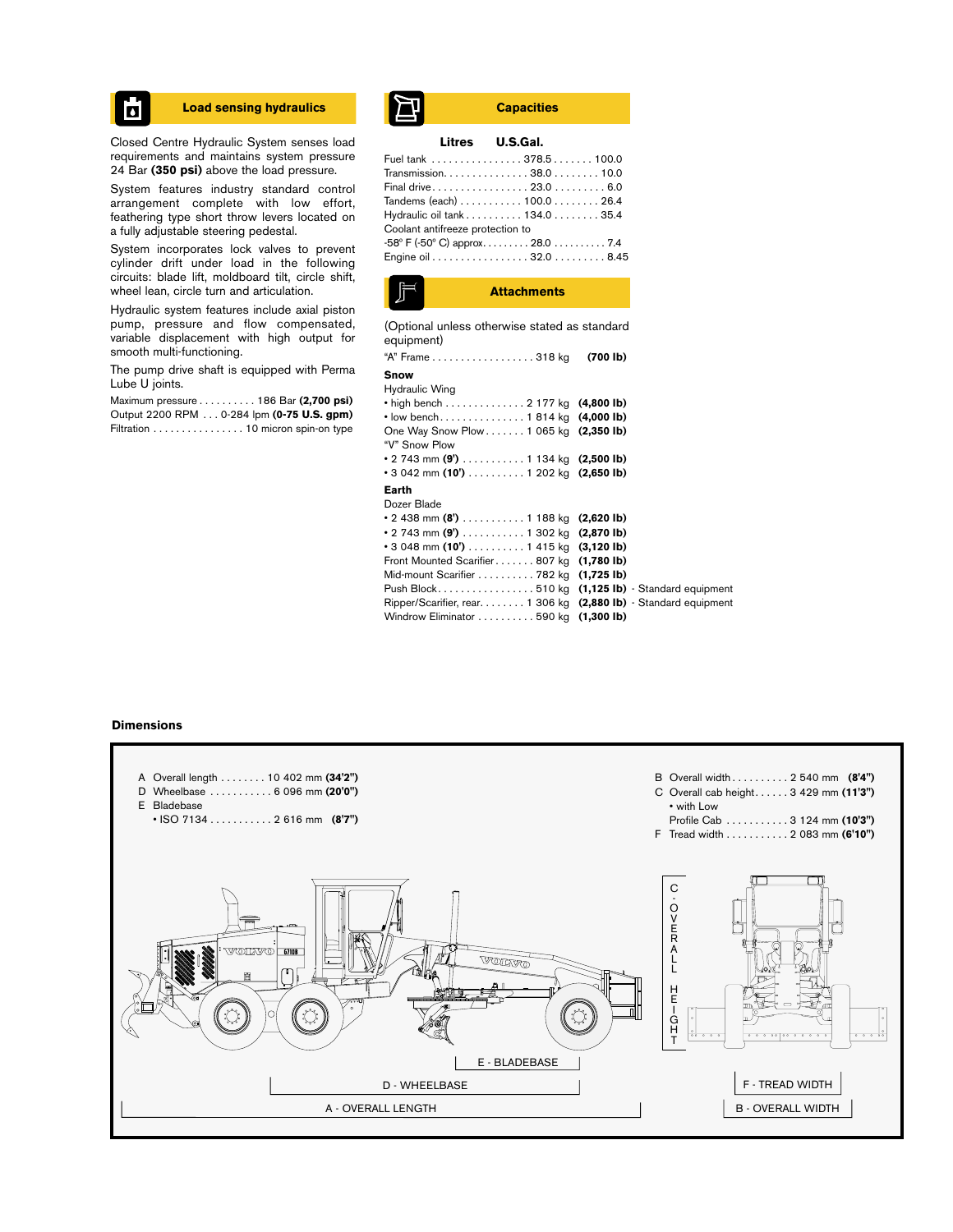## Load sensing hydraulics

Closed Centre Hydraulic System senses load requirements and maintains system pressure 24 Bar **(350 psi)** above the load pressure.

System features industry standard control arrangement complete with low effort, feathering type short throw levers located on a fully adjustable steering pedestal.

System incorporates lock valves to prevent cylinder drift under load in the following circuits: blade lift, moldboard tilt, circle shift, wheel lean, circle turn and articulation.

Hydraulic system features include axial piston pump, pressure and flow compensated, variable displacement with high output for smooth multi-functioning.

The pump drive shaft is equipped with Perma Lube U joints.

Maximum pressure . . . . . . . . . . 186 Bar **(2,700 psi)**
Output 2200 RPM . . . 0-284 lpm **(0-75 U.S. gpm)**
Filtration . . . . . . . . . . . . . . . . 10 micron spin-on type

## Capacities

| | Litres | U.S.Gal. |
|---|---|---|
| Fuel tank | 378.5 | 100.0 |
| Transmission | 38.0 | 10.0 |
| Final drive | 23.0 | 6.0 |
| Tandems (each) | 100.0 | 26.4 |
| Hydraulic oil tank | 134.0 | 35.4 |
| Coolant antifreeze protection to -58° F (-50° C) approx. | 28.0 | 7.4 |
| Engine oil | 32.0 | 8.45 |

## Attachments

(Optional unless otherwise stated as standard equipment)

"A" Frame . . . . . . . . . . . . . . . . . . 318 kg **(700 lb)**

**Snow**

Hydraulic Wing
- high bench . . . . . . . . . . . . . . 2 177 kg **(4,800 lb)**
- low bench . . . . . . . . . . . . . . . 1 814 kg **(4,000 lb)**

One Way Snow Plow . . . . . . . 1 065 kg **(2,350 lb)**

"V" Snow Plow
- 2 743 mm **(9')** . . . . . . . . . . . 1 134 kg **(2,500 lb)**
- 3 042 mm **(10')** . . . . . . . . . . 1 202 kg **(2,650 lb)**

**Earth**

Dozer Blade
- 2 438 mm **(8')** . . . . . . . . . . . 1 188 kg **(2,620 lb)**
- 2 743 mm **(9')** . . . . . . . . . . . 1 302 kg **(2,870 lb)**
- 3 048 mm **(10')** . . . . . . . . . . 1 415 kg **(3,120 lb)**

Front Mounted Scarifier . . . . . . . 807 kg **(1,780 lb)**
Mid-mount Scarifier . . . . . . . . . . 782 kg **(1,725 lb)**
Push Block . . . . . . . . . . . . . . . . . 510 kg **(1,125 lb)** - Standard equipment
Ripper/Scarifier, rear. . . . . . . . 1 306 kg **(2,880 lb)** - Standard equipment
Windrow Eliminator . . . . . . . . . . 590 kg **(1,300 lb)**

## Dimensions

A Overall length . . . . . . . . 10 402 mm **(34'2")**
D Wheelbase . . . . . . . . . . . 6 096 mm **(20'0")**
E Bladebase
- ISO 7134 . . . . . . . . . . . 2 616 mm **(8'7")**

B Overall width . . . . . . . . . . 2 540 mm **(8'4")**
C Overall cab height. . . . . . 3 429 mm **(11'3")**
- with Low Profile Cab . . . . . . . . . . . 3 124 mm **(10'3")**

F Tread width . . . . . . . . . . . 2 083 mm **(6'10")**

E - BLADEBASE
D - WHEELBASE
A - OVERALL LENGTH
C - OVERALL HEIGHT
F - TREAD WIDTH
B - OVERALL WIDTH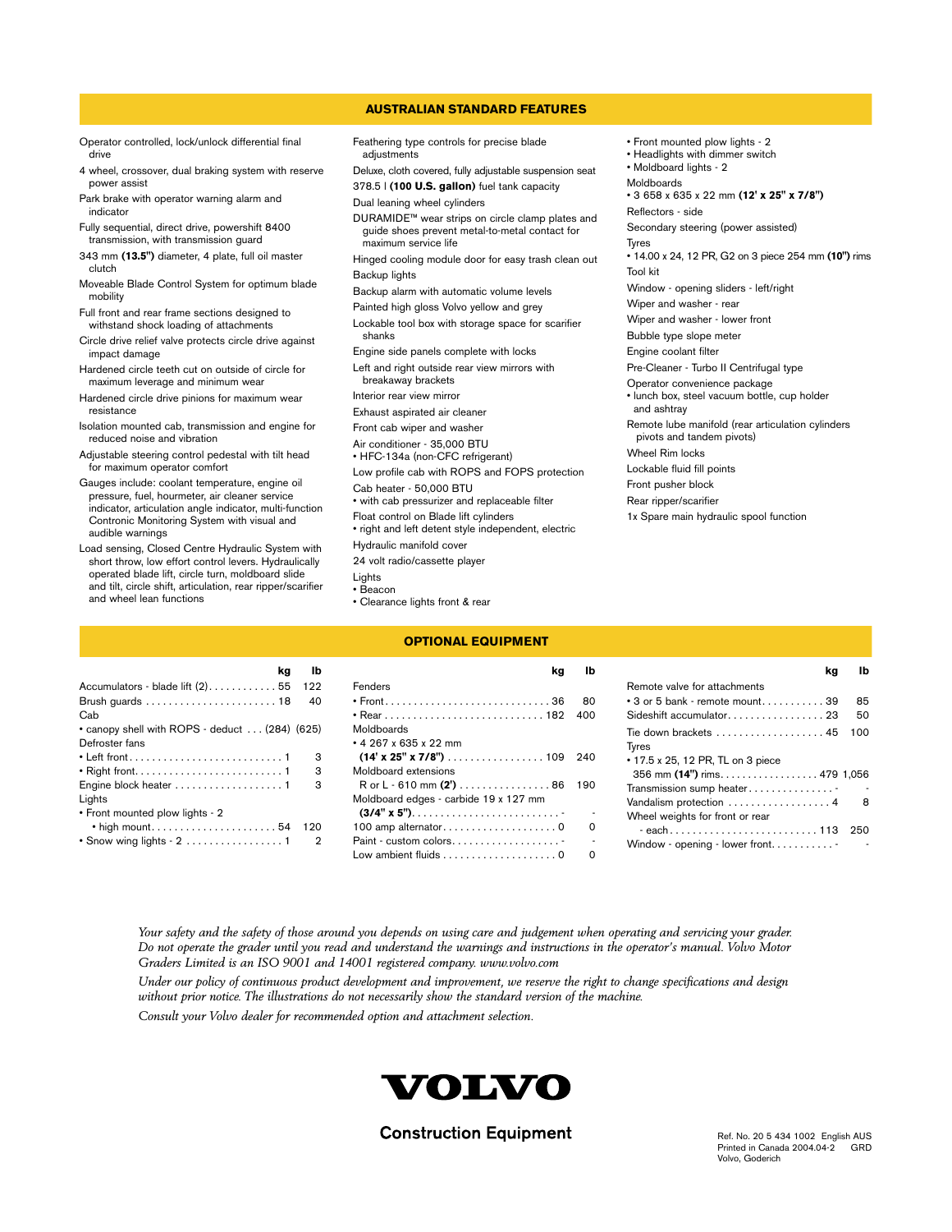## AUSTRALIAN STANDARD FEATURES

Operator controlled, lock/unlock differential final drive

4 wheel, crossover, dual braking system with reserve power assist

Park brake with operator warning alarm and indicator

Fully sequential, direct drive, powershift 8400 transmission, with transmission guard

343 mm **(13.5")** diameter, 4 plate, full oil master clutch

Moveable Blade Control System for optimum blade mobility

Full front and rear frame sections designed to withstand shock loading of attachments

Circle drive relief valve protects circle drive against impact damage

Hardened circle teeth cut on outside of circle for maximum leverage and minimum wear

Hardened circle drive pinions for maximum wear resistance

Isolation mounted cab, transmission and engine for reduced noise and vibration

Adjustable steering control pedestal with tilt head for maximum operator comfort

Gauges include: coolant temperature, engine oil pressure, fuel, hourmeter, air cleaner service indicator, articulation angle indicator, multi-function Contronic Monitoring System with visual and audible warnings

Load sensing, Closed Centre Hydraulic System with short throw, low effort control levers. Hydraulically operated blade lift, circle turn, moldboard slide and tilt, circle shift, articulation, rear ripper/scarifier and wheel lean functions

Feathering type controls for precise blade adjustments

Deluxe, cloth covered, fully adjustable suspension seat

378.5 l **(100 U.S. gallon)** fuel tank capacity

Dual leaning wheel cylinders

DURAMIDE™ wear strips on circle clamp plates and guide shoes prevent metal-to-metal contact for maximum service life

Hinged cooling module door for easy trash clean out

Backup lights

Backup alarm with automatic volume levels

Painted high gloss Volvo yellow and grey

Lockable tool box with storage space for scarifier shanks

Engine side panels complete with locks

Left and right outside rear view mirrors with breakaway brackets

Interior rear view mirror

Exhaust aspirated air cleaner

Front cab wiper and washer

Air conditioner - 35,000 BTU
- HFC-134a (non-CFC refrigerant)

Low profile cab with ROPS and FOPS protection

Cab heater - 50,000 BTU
- with cab pressurizer and replaceable filter

Float control on Blade lift cylinders
- right and left detent style independent, electric

Hydraulic manifold cover

24 volt radio/cassette player

Lights
- Beacon
- Clearance lights front & rear
- Front mounted plow lights - 2
- Headlights with dimmer switch
- Moldboard lights - 2

Moldboards
- 3 658 x 635 x 22 mm **(12' x 25" x 7/8")**

Reflectors - side

Secondary steering (power assisted)

Tyres
- 14.00 x 24, 12 PR, G2 on 3 piece 254 mm **(10")** rims

Tool kit

Window - opening sliders - left/right

Wiper and washer - rear

Wiper and washer - lower front

Bubble type slope meter

Engine coolant filter

Pre-Cleaner - Turbo II Centrifugal type

Operator convenience package
- lunch box, steel vacuum bottle, cup holder and ashtray

Remote lube manifold (rear articulation cylinders pivots and tandem pivots)

Wheel Rim locks

Lockable fluid fill points

Front pusher block

Rear ripper/scarifier

1x Spare main hydraulic spool function

## OPTIONAL EQUIPMENT

| | kg | lb |
|---|---|---|
| Accumulators - blade lift (2) | 55 | 122 |
| Brush guards | 18 | 40 |
| Cab | | |
| • canopy shell with ROPS - deduct | (284) | (625) |
| Defroster fans | | |
| • Left front | 1 | 3 |
| • Right front | 1 | 3 |
| Engine block heater | 1 | 3 |
| Lights | | |
| • Front mounted plow lights - 2 | | |
| • high mount | 54 | 120 |
| • Snow wing lights - 2 | 1 | 2 |
| Fenders | | |
| • Front | 36 | 80 |
| • Rear | 182 | 400 |
| Moldboards | | |
| • 4 267 x 635 x 22 mm **(14' x 25" x 7/8")** | 109 | 240 |
| Moldboard extensions | | |
| R or L - 610 mm **(2')** | 86 | 190 |
| Moldboard edges - carbide 19 x 127 mm **(3/4" x 5")** | - | - |
| 100 amp alternator | 0 | 0 |
| Paint - custom colors | - | - |
| Low ambient fluids | 0 | 0 |
| Remote valve for attachments | | |
| • 3 or 5 bank - remote mount | 39 | 85 |
| Sideshift accumulator | 23 | 50 |
| Tie down brackets | 45 | 100 |
| Tyres | | |
| • 17.5 x 25, 12 PR, TL on 3 piece 356 mm **(14")** rims | 479 | 1,056 |
| Transmission sump heater | - | - |
| Vandalism protection | 4 | 8 |
| Wheel weights for front or rear | | |
| - each | 113 | 250 |
| Window - opening - lower front | - | - |

*Your safety and the safety of those around you depends on using care and judgement when operating and servicing your grader. Do not operate the grader until you read and understand the warnings and instructions in the operator's manual. Volvo Motor Graders Limited is an ISO 9001 and 14001 registered company. www.volvo.com*

*Under our policy of continuous product development and improvement, we reserve the right to change specifications and design without prior notice. The illustrations do not necessarily show the standard version of the machine.*

*Consult your Volvo dealer for recommended option and attachment selection.*

**VOLVO**

**Construction Equipment**

Ref. No. 20 5 434 1002 English AUS
Printed in Canada 2004.04-2 GRD
Volvo, Goderich